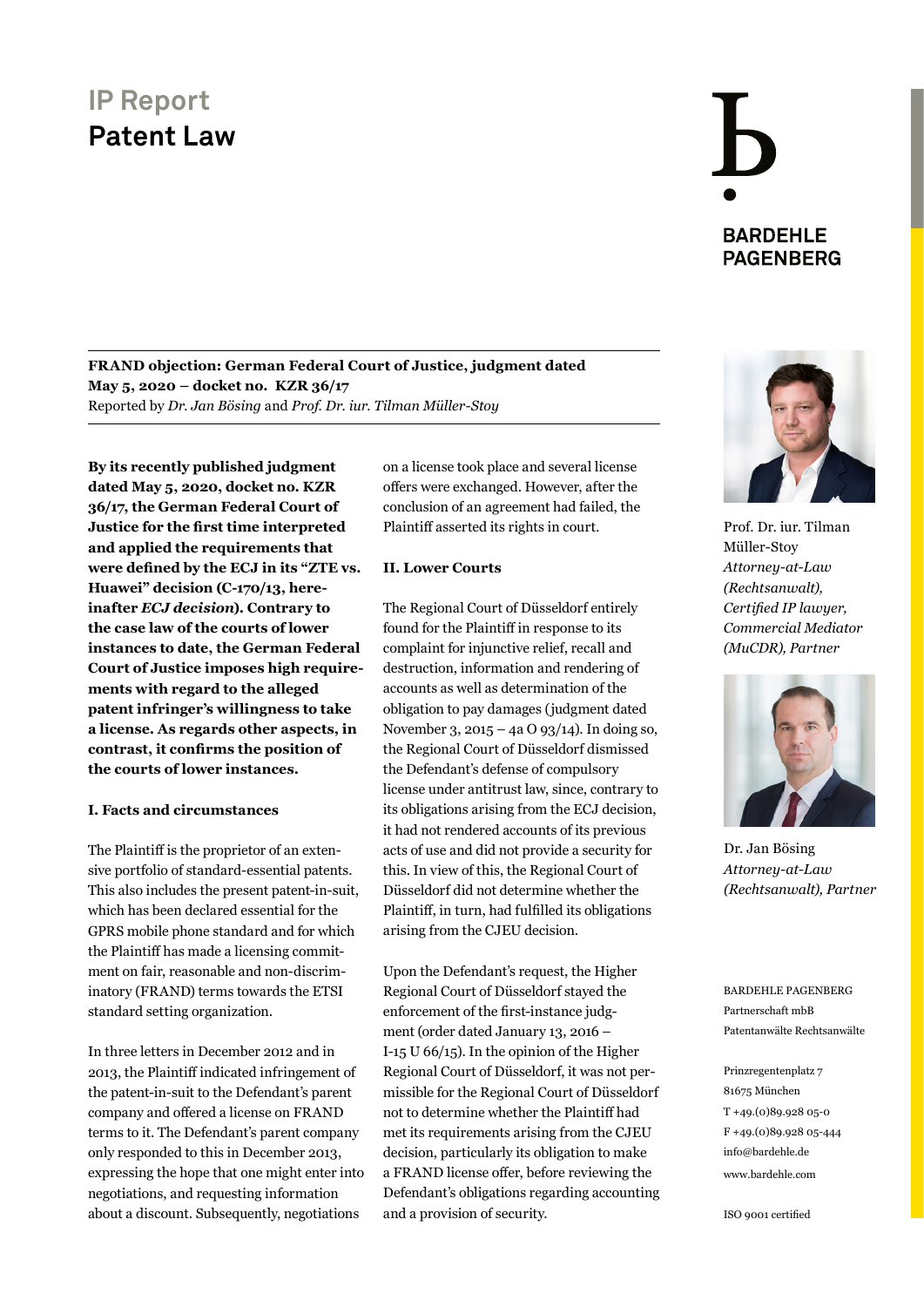# IP Report
## Patent Law

BARDEHLE PAGENBERG

**FRAND objection: German Federal Court of Justice, judgment dated May 5, 2020 – docket no. KZR 36/17**
Reported by *Dr. Jan Bösing* and *Prof. Dr. iur. Tilman Müller-Stoy*

**By its recently published judgment dated May 5, 2020, docket no. KZR 36/17, the German Federal Court of Justice for the first time interpreted and applied the requirements that were defined by the ECJ in its "ZTE vs. Huawei" decision (C-170/13, hereinafter *ECJ decision*). Contrary to the case law of the courts of lower instances to date, the German Federal Court of Justice imposes high requirements with regard to the alleged patent infringer's willingness to take a license. As regards other aspects, in contrast, it confirms the position of the courts of lower instances.**

### I. Facts and circumstances

The Plaintiff is the proprietor of an extensive portfolio of standard-essential patents. This also includes the present patent-in-suit, which has been declared essential for the GPRS mobile phone standard and for which the Plaintiff has made a licensing commitment on fair, reasonable and non-discriminatory (FRAND) terms towards the ETSI standard setting organization.

In three letters in December 2012 and in 2013, the Plaintiff indicated infringement of the patent-in-suit to the Defendant's parent company and offered a license on FRAND terms to it. The Defendant's parent company only responded to this in December 2013, expressing the hope that one might enter into negotiations, and requesting information about a discount. Subsequently, negotiations on a license took place and several license offers were exchanged. However, after the conclusion of an agreement had failed, the Plaintiff asserted its rights in court.

### II. Lower Courts

The Regional Court of Düsseldorf entirely found for the Plaintiff in response to its complaint for injunctive relief, recall and destruction, information and rendering of accounts as well as determination of the obligation to pay damages (judgment dated November 3, 2015 – 4a O 93/14). In doing so, the Regional Court of Düsseldorf dismissed the Defendant's defense of compulsory license under antitrust law, since, contrary to its obligations arising from the ECJ decision, it had not rendered accounts of its previous acts of use and did not provide a security for this. In view of this, the Regional Court of Düsseldorf did not determine whether the Plaintiff, in turn, had fulfilled its obligations arising from the CJEU decision.

Upon the Defendant's request, the Higher Regional Court of Düsseldorf stayed the enforcement of the first-instance judgment (order dated January 13, 2016 – I-15 U 66/15). In the opinion of the Higher Regional Court of Düsseldorf, it was not permissible for the Regional Court of Düsseldorf not to determine whether the Plaintiff had met its requirements arising from the CJEU decision, particularly its obligation to make a FRAND license offer, before reviewing the Defendant's obligations regarding accounting and a provision of security.

Prof. Dr. iur. Tilman Müller-Stoy
*Attorney-at-Law (Rechtsanwalt), Certified IP lawyer, Commercial Mediator (MuCDR), Partner*

Dr. Jan Bösing
*Attorney-at-Law (Rechtsanwalt), Partner*

BARDEHLE PAGENBERG
Partnerschaft mbB
Patentanwälte Rechtsanwälte

Prinzregentenplatz 7
81675 München
T +49.(0)89.928 05-0
F +49.(0)89.928 05-444
info@bardehle.de
www.bardehle.com

ISO 9001 certified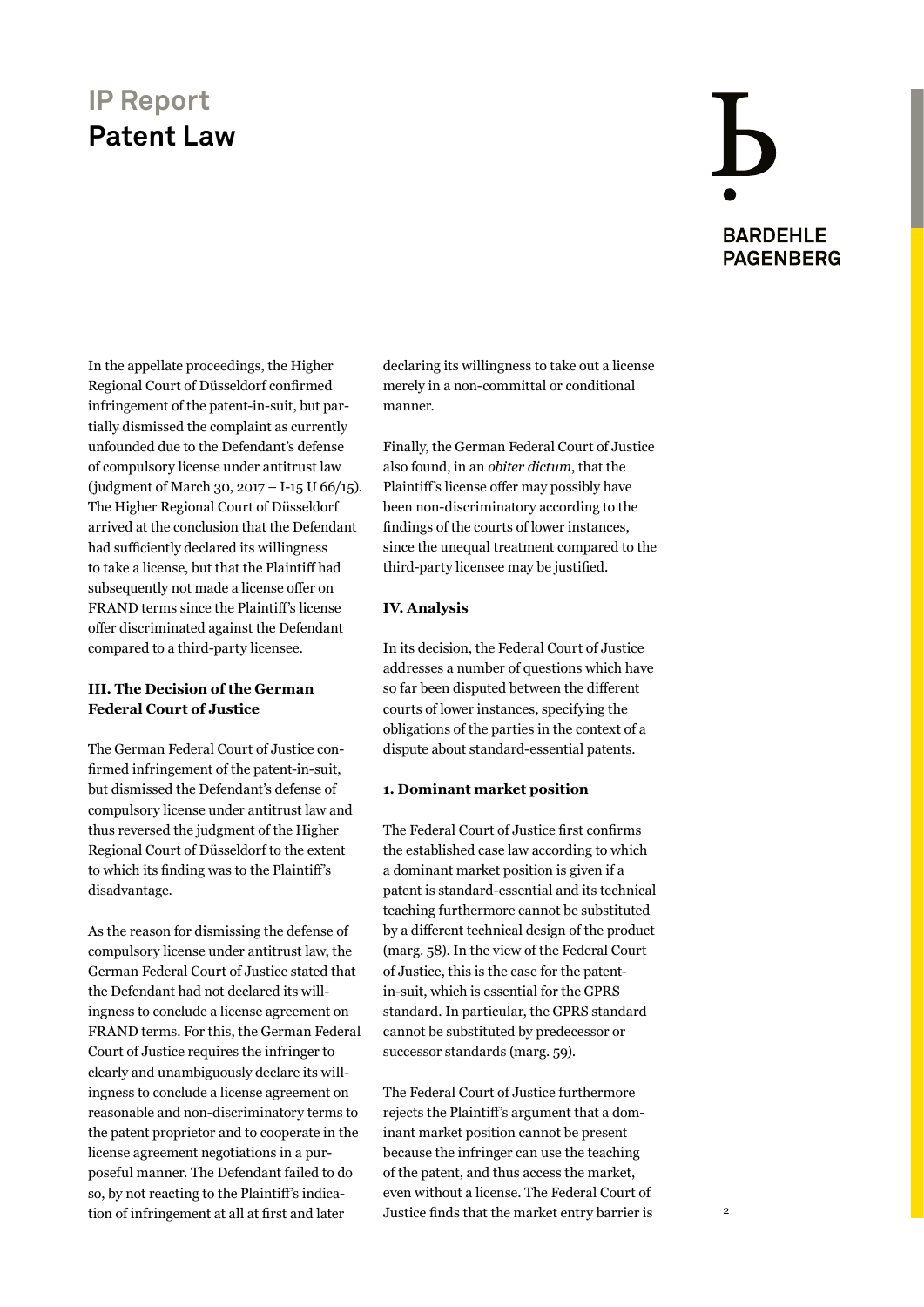In the appellate proceedings, the Higher Regional Court of Düsseldorf confirmed infringement of the patent-in-suit, but partially dismissed the complaint as currently unfounded due to the Defendant's defense of compulsory license under antitrust law (judgment of March 30, 2017 – I-15 U 66/15). The Higher Regional Court of Düsseldorf arrived at the conclusion that the Defendant had sufficiently declared its willingness to take a license, but that the Plaintiff had subsequently not made a license offer on FRAND terms since the Plaintiff's license offer discriminated against the Defendant compared to a third-party licensee.

**III. The Decision of the German Federal Court of Justice**

The German Federal Court of Justice confirmed infringement of the patent-in-suit, but dismissed the Defendant's defense of compulsory license under antitrust law and thus reversed the judgment of the Higher Regional Court of Düsseldorf to the extent to which its finding was to the Plaintiff's disadvantage.

As the reason for dismissing the defense of compulsory license under antitrust law, the German Federal Court of Justice stated that the Defendant had not declared its willingness to conclude a license agreement on FRAND terms. For this, the German Federal Court of Justice requires the infringer to clearly and unambiguously declare its willingness to conclude a license agreement on reasonable and non-discriminatory terms to the patent proprietor and to cooperate in the license agreement negotiations in a purposeful manner. The Defendant failed to do so, by not reacting to the Plaintiff's indication of infringement at all at first and later declaring its willingness to take out a license merely in a non-committal or conditional manner.

Finally, the German Federal Court of Justice also found, in an *obiter dictum*, that the Plaintiff's license offer may possibly have been non-discriminatory according to the findings of the courts of lower instances, since the unequal treatment compared to the third-party licensee may be justified.

**IV. Analysis**

In its decision, the Federal Court of Justice addresses a number of questions which have so far been disputed between the different courts of lower instances, specifying the obligations of the parties in the context of a dispute about standard-essential patents.

**1. Dominant market position**

The Federal Court of Justice first confirms the established case law according to which a dominant market position is given if a patent is standard-essential and its technical teaching furthermore cannot be substituted by a different technical design of the product (marg. 58). In the view of the Federal Court of Justice, this is the case for the patent-in-suit, which is essential for the GPRS standard. In particular, the GPRS standard cannot be substituted by predecessor or successor standards (marg. 59).

The Federal Court of Justice furthermore rejects the Plaintiff's argument that a dominant market position cannot be present because the infringer can use the teaching of the patent, and thus access the market, even without a license. The Federal Court of Justice finds that the market entry barrier is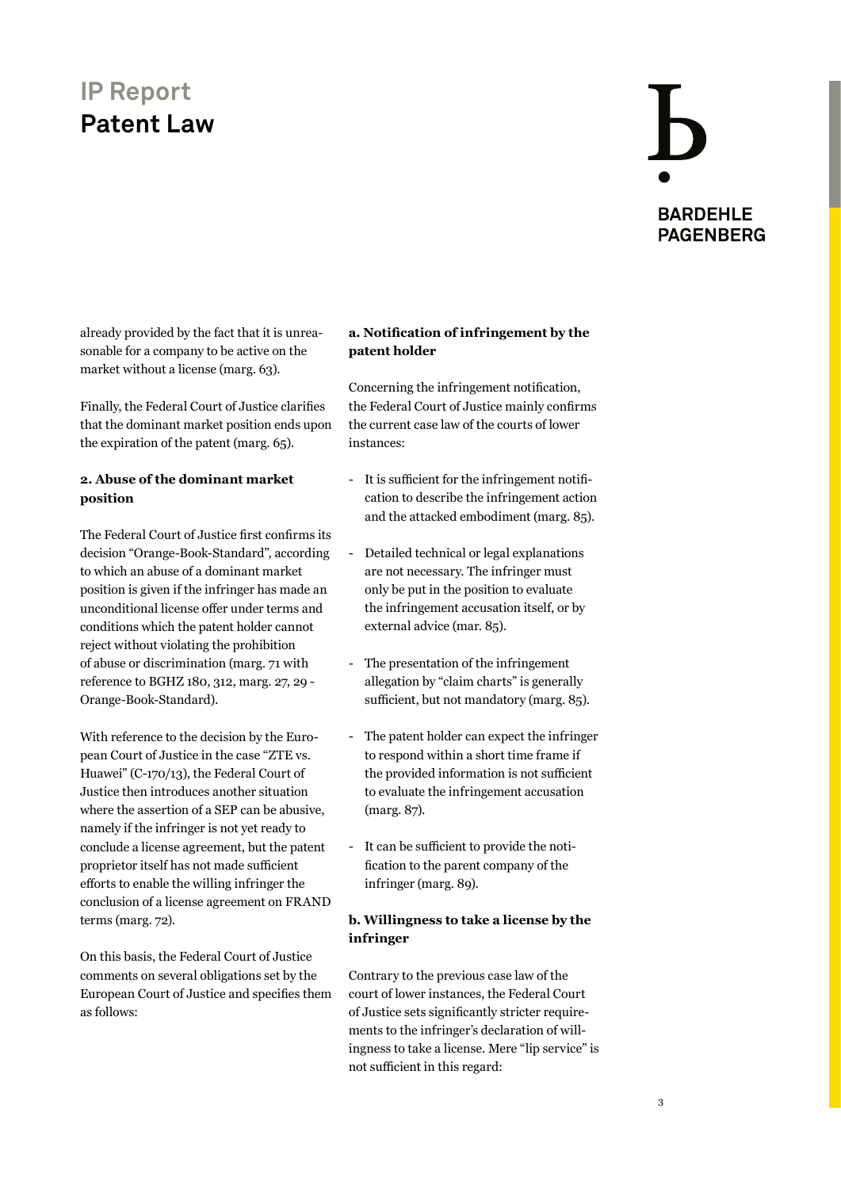already provided by the fact that it is unreasonable for a company to be active on the market without a license (marg. 63).

Finally, the Federal Court of Justice clarifies that the dominant market position ends upon the expiration of the patent (marg. 65).

**2. Abuse of the dominant market position**

The Federal Court of Justice first confirms its decision "Orange-Book-Standard", according to which an abuse of a dominant market position is given if the infringer has made an unconditional license offer under terms and conditions which the patent holder cannot reject without violating the prohibition of abuse or discrimination (marg. 71 with reference to BGHZ 180, 312, marg. 27, 29 - Orange-Book-Standard).

With reference to the decision by the European Court of Justice in the case "ZTE vs. Huawei" (C-170/13), the Federal Court of Justice then introduces another situation where the assertion of a SEP can be abusive, namely if the infringer is not yet ready to conclude a license agreement, but the patent proprietor itself has not made sufficient efforts to enable the willing infringer the conclusion of a license agreement on FRAND terms (marg. 72).

On this basis, the Federal Court of Justice comments on several obligations set by the European Court of Justice and specifies them as follows:

**a. Notification of infringement by the patent holder**

Concerning the infringement notification, the Federal Court of Justice mainly confirms the current case law of the courts of lower instances:

- It is sufficient for the infringement notification to describe the infringement action and the attacked embodiment (marg. 85).
- Detailed technical or legal explanations are not necessary. The infringer must only be put in the position to evaluate the infringement accusation itself, or by external advice (mar. 85).
- The presentation of the infringement allegation by "claim charts" is generally sufficient, but not mandatory (marg. 85).
- The patent holder can expect the infringer to respond within a short time frame if the provided information is not sufficient to evaluate the infringement accusation (marg. 87).
- It can be sufficient to provide the notification to the parent company of the infringer (marg. 89).

**b. Willingness to take a license by the infringer**

Contrary to the previous case law of the court of lower instances, the Federal Court of Justice sets significantly stricter requirements to the infringer's declaration of willingness to take a license. Mere "lip service" is not sufficient in this regard: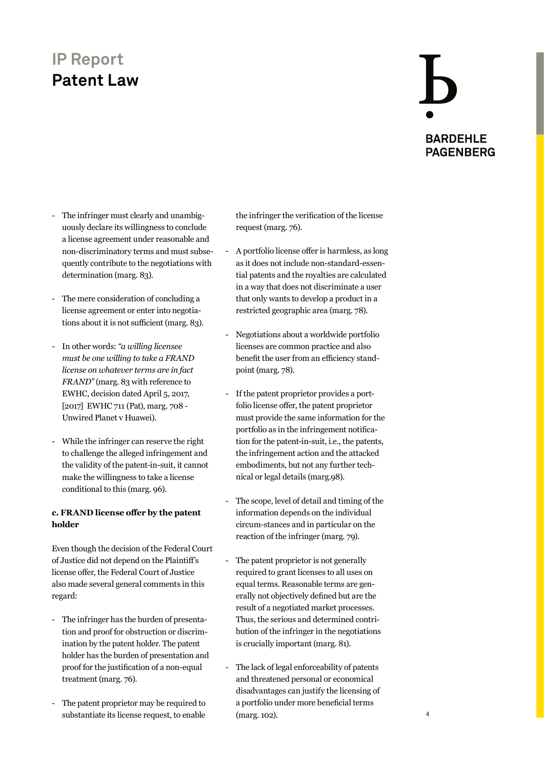- The infringer must clearly and unambiguously declare its willingness to conclude a license agreement under reasonable and non-discriminatory terms and must subsequently contribute to the negotiations with determination (marg. 83).

- The mere consideration of concluding a license agreement or enter into negotiations about it is not sufficient (marg. 83).

- In other words: *"a willing licensee must be one willing to take a FRAND license on whatever terms are in fact FRAND"* (marg. 83 with reference to EWHC, decision dated April 5, 2017, [2017] EWHC 711 (Pat), marg. 708 - Unwired Planet v Huawei).

- While the infringer can reserve the right to challenge the alleged infringement and the validity of the patent-in-suit, it cannot make the willingness to take a license conditional to this (marg. 96).

**c. FRAND license offer by the patent holder**

Even though the decision of the Federal Court of Justice did not depend on the Plaintiff's license offer, the Federal Court of Justice also made several general comments in this regard:

- The infringer has the burden of presentation and proof for obstruction or discrimination by the patent holder. The patent holder has the burden of presentation and proof for the justification of a non-equal treatment (marg. 76).

- The patent proprietor may be required to substantiate its license request, to enable the infringer the verification of the license request (marg. 76).

- A portfolio license offer is harmless, as long as it does not include non-standard-essential patents and the royalties are calculated in a way that does not discriminate a user that only wants to develop a product in a restricted geographic area (marg. 78).

- Negotiations about a worldwide portfolio licenses are common practice and also benefit the user from an efficiency standpoint (marg. 78).

- If the patent proprietor provides a portfolio license offer, the patent proprietor must provide the same information for the portfolio as in the infringement notification for the patent-in-suit, i.e., the patents, the infringement action and the attacked embodiments, but not any further technical or legal details (marg.98).

- The scope, level of detail and timing of the information depends on the individual circum-stances and in particular on the reaction of the infringer (marg. 79).

- The patent proprietor is not generally required to grant licenses to all uses on equal terms. Reasonable terms are generally not objectively defined but are the result of a negotiated market processes. Thus, the serious and determined contribution of the infringer in the negotiations is crucially important (marg. 81).

- The lack of legal enforceability of patents and threatened personal or economical disadvantages can justify the licensing of a portfolio under more beneficial terms (marg. 102).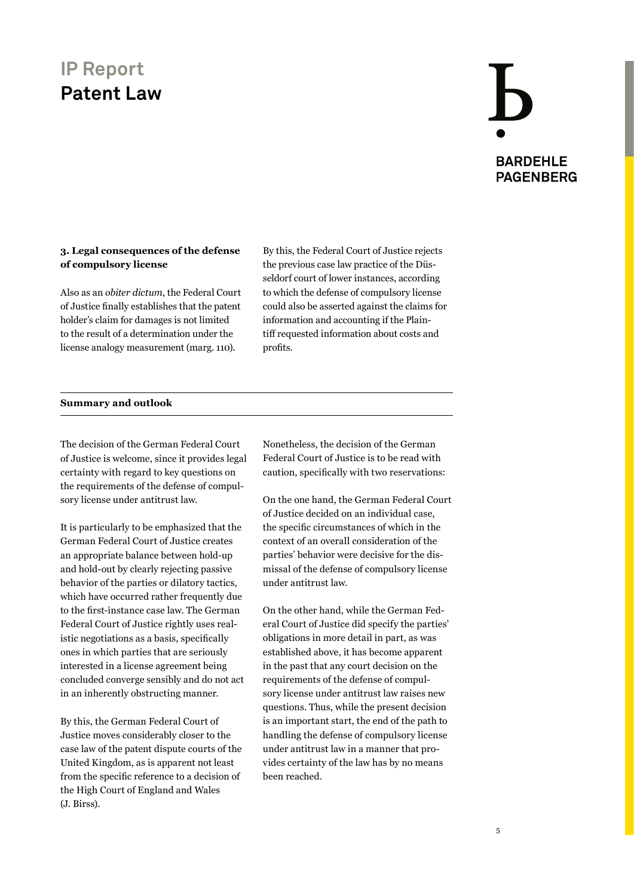**3. Legal consequences of the defense of compulsory license**

Also as an *obiter dictum*, the Federal Court of Justice finally establishes that the patent holder's claim for damages is not limited to the result of a determination under the license analogy measurement (marg. 110).

By this, the Federal Court of Justice rejects the previous case law practice of the Düsseldorf court of lower instances, according to which the defense of compulsory license could also be asserted against the claims for information and accounting if the Plaintiff requested information about costs and profits.

**Summary and outlook**

The decision of the German Federal Court of Justice is welcome, since it provides legal certainty with regard to key questions on the requirements of the defense of compulsory license under antitrust law.

It is particularly to be emphasized that the German Federal Court of Justice creates an appropriate balance between hold-up and hold-out by clearly rejecting passive behavior of the parties or dilatory tactics, which have occurred rather frequently due to the first-instance case law. The German Federal Court of Justice rightly uses realistic negotiations as a basis, specifically ones in which parties that are seriously interested in a license agreement being concluded converge sensibly and do not act in an inherently obstructing manner.

By this, the German Federal Court of Justice moves considerably closer to the case law of the patent dispute courts of the United Kingdom, as is apparent not least from the specific reference to a decision of the High Court of England and Wales (J. Birss).

Nonetheless, the decision of the German Federal Court of Justice is to be read with caution, specifically with two reservations:

On the one hand, the German Federal Court of Justice decided on an individual case, the specific circumstances of which in the context of an overall consideration of the parties' behavior were decisive for the dismissal of the defense of compulsory license under antitrust law.

On the other hand, while the German Federal Court of Justice did specify the parties' obligations in more detail in part, as was established above, it has become apparent in the past that any court decision on the requirements of the defense of compulsory license under antitrust law raises new questions. Thus, while the present decision is an important start, the end of the path to handling the defense of compulsory license under antitrust law in a manner that provides certainty of the law has by no means been reached.